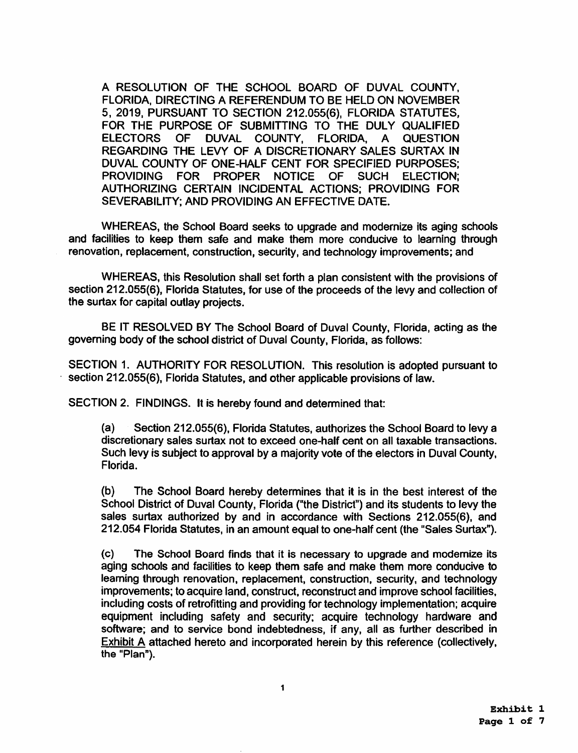A RESOLUTION OF THE SCHOOL BOARD OF DUVAL COUNTY, FLORIDA, DIRECTING A REFERENDUM TO BE HELD ON NOVEMBER 5, 2019, PURSUANT TO SECTION 212.055(6), FLORIDA STATUTES, FOR THE PURPOSE OF SUBMITTING TO THE DULY QUALIFIED ELECTORS OF DUVAL COUNTY, FLORIDA, A QUESTION REGARDING THE LEVY OF A DISCRETIONARY SALES SURTAX IN DUVAL COUNTY OF ONE-HALF CENT FOR SPECIFIED PURPOSES; PROVIDING FOR PROPER NOTICE OF SUCH ELECTION; AUTHORIZING CERTAIN INCIDENTAL ACTIONS; PROVIDING FOR SEVERABILITY; AND PROVIDING AN EFFECTIVE DATE.

WHEREAS, the School Board seeks to upgrade and modernize its aging schools and facilities to keep them safe and make them more conducive to learning through renovation, replacement, construction, security, and technology improvements; and

WHEREAS, this Resolution shall set forth a plan consistent with the provisions of section 212.055(6), Florida Statutes, for use of the proceeds of the levy and collection of the surtax for capital outlay projects.

BE IT RESOLVED BY The School Board of Duval County, Florida, acting as the governing body of the school district of Duval County, Florida, as follows:

SECTION 1. AUTHORITY FOR RESOLUTION. This resolution is adopted pursuant to section 212.055(6), Florida Statutes, and other applicable provisions of law.

SECTION 2. FINDINGS. It is hereby found and determined that:

(a) Section 212.055(6), Florida Statutes, authorizes the School Board to levy a discretionary sales surtax not to exceed one-half cent on all taxable transactions. Such levy is subject to approval by a majority vote of the electors in Duval County, Florida.

(b) The School Board hereby determines that it is in the best interest of the School District of Duval County, Florida ("the District") and its students to levy the sales surtax authorized by and in accordance with Sections 212.055(6), and 212.054 Florida Statutes, in an amount equal to one-half cent (the "Sales Surtax").

(c) The School Board finds that it is necessary to upgrade and modernize its aging schools and facilities to keep them safe and make them more conducive to learning through renovation, replacement, construction, security, and technology improvements; to acquire land, construct, reconstruct and improve school facilities, including costs of retrofitting and providing for technology implementation; acquire equipment including safety and security; acquire technology hardware and software; and to service bond indebtedness, if any, all as further described in Exhibit A attached hereto and incorporated herein by this reference (collectively, the "Plan").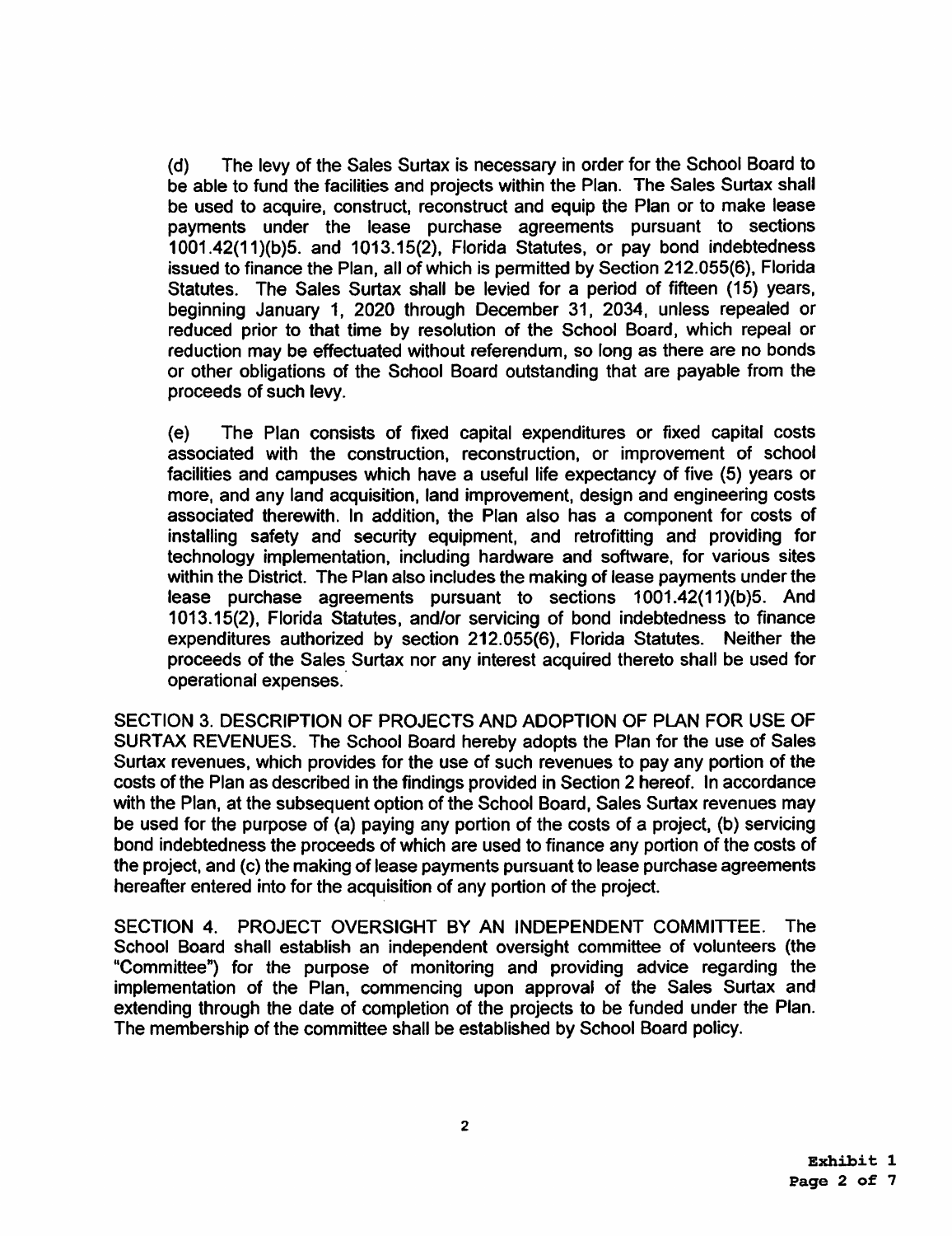(d) The levy of the Sales Surtax is necessary in order for the School Board to be able to fund the facilities and projects within the Plan. The Sales Surtax shall be used to acquire, construct, reconstruct and equip the Plan or to make lease payments under the lease purchase agreements pursuant to sections 1001.42(11)(b)5. and 1013.15(2), Florida Statutes, or pay bond indebtedness issued to finance the Plan, all of which is permitted by Section 212.055(6), Florida Statutes. The Sales Surtax shall be levied for a period of fifteen (15) years, beginning January 1, 2020 through December 31, 2034, unless repealed or reduced prior to that time by resolution of the School Board, which repeal or reduction may be effectuated without referendum, so long as there are no bonds or other obligations of the School Board outstanding that are payable from the proceeds of such levy.

(e) The Plan consists of fixed capital expenditures or fixed capital costs associated with the construction, reconstruction, or improvement of school facilities and campuses which have a useful life expectancy of five (5) years or more, and any land acquisition, land improvement, design and engineering costs associated therewith. In addition, the Plan also has a component for costs of installing safety and security equipment, and retrofitting and providing for technology implementation, including hardware and software, for various sites within the District. The Plan also includes the making of lease payments under the lease purchase agreements pursuant to sections 1001.42(11)(b)5. And 1013.15(2), Florida Statutes, and/or servicing of bond indebtedness to finance expenditures authorized by section 212.055(6), Florida Statutes. Neither the proceeds of the Sales Surtax nor any interest acquired thereto shall be used for operational expenses.

SECTION 3. DESCRIPTION OF PROJECTS AND ADOPTION OF PLAN FOR USE OF SURTAX REVENUES. The School Board hereby adopts the Plan for the use of Sales Surtax revenues, which provides for the use of such revenues to pay any portion of the costs of the Plan as described in the findings provided in Section 2 hereof. In accordance with the Plan, at the subsequent option of the School Board, Sales Surtax revenues may be used for the purpose of (a) paying any portion of the costs of a project, (b) servicing bond indebtedness the proceeds of which are used to finance any portion of the costs of the project, and (c) the making of lease payments pursuant to lease purchase agreements hereafter entered into for the acquisition of any portion of the project.

SECTION 4. PROJECT OVERSIGHT BY AN INDEPENDENT COMMITTEE. The School Board shall establish an independent oversight committee of volunteers (the "Committee") for the purpose of monitoring and providing advice regarding the implementation of the Plan, commencing upon approval of the Sales Surtax and extending through the date of completion of the projects to be funded under the Plan. The membership of the committee shall be established by School Board policy.

**Exhibit 1**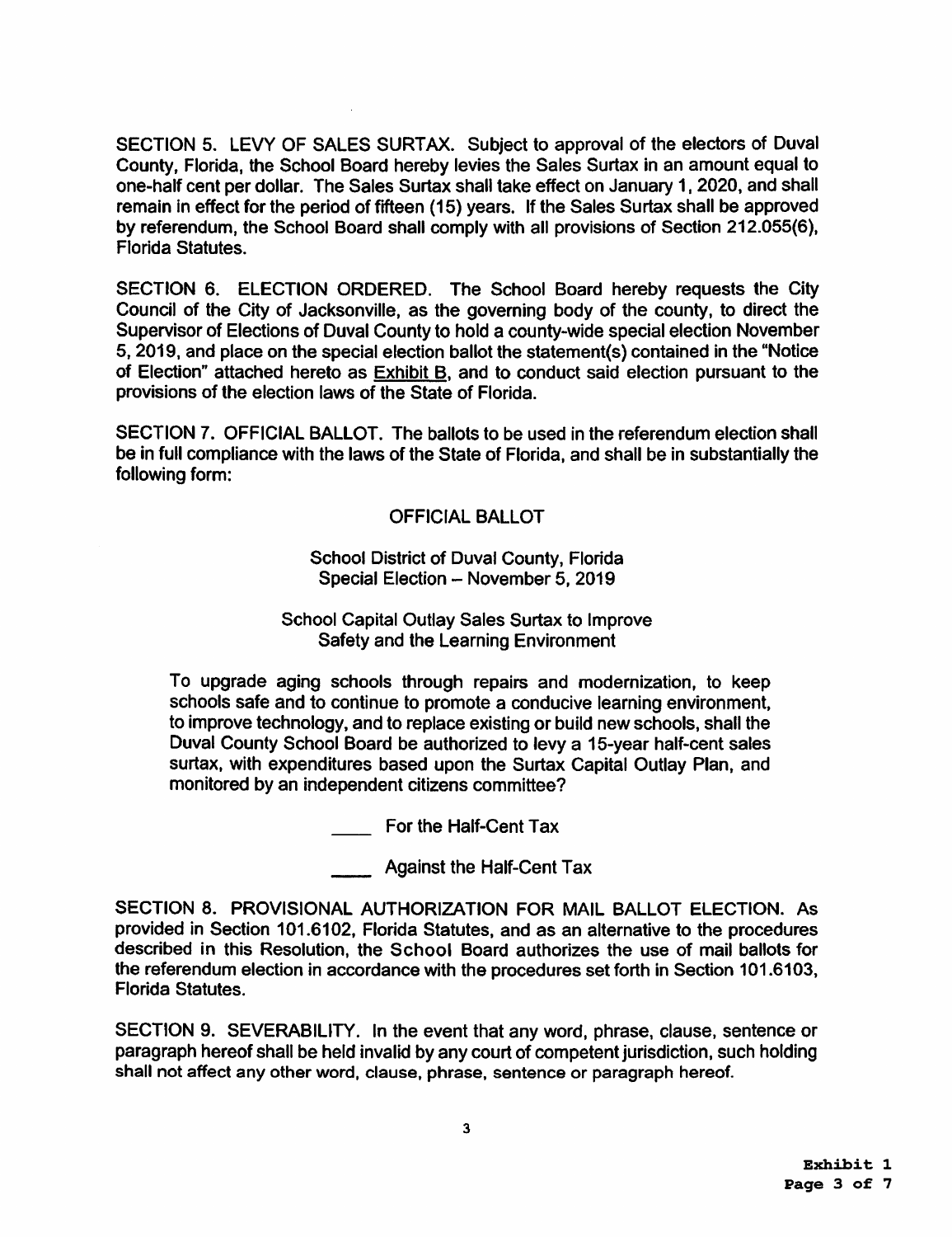SECTION 5. LEVY OF SALES SURTAX. Subject to approval of the electors of Duval County, Florida, the School Board hereby levies the Sales Surtax in an amount equal to one-half cent per dollar. The Sales Surtax shall take effect on January 1, 2020, and shall remain in effect for the period of fifteen (15) years. If the Sales Surtax shall be approved by referendum, the School Board shall comply with all provisions of Section 212.055(6), Florida Statutes.

SECTION 6. ELECTION ORDERED. The School Board hereby requests the City Council of the City of Jacksonville, as the governing body of the county, to direct the Supervisor of Elections of Duval County to hold a county-wide special election November 5, 2019, and place on the special election ballot the statement(s) contained in the "Notice of Election" attached hereto as Exhibit B, and to conduct said election pursuant to the provisions of the election laws of the State of Florida.

SECTION 7. OFFICIAL BALLOT. The ballots to be used in the referendum election shall be in full compliance with the laws of the State of Florida, and shall be in substantially the following form:

OFFICIAL BALLOT

School District of Duval County, Florida
Special Election – November 5, 2019

School Capital Outlay Sales Surtax to Improve
Safety and the Learning Environment

> To upgrade aging schools through repairs and modernization, to keep schools safe and to continue to promote a conducive learning environment, to improve technology, and to replace existing or build new schools, shall the Duval County School Board be authorized to levy a 15-year half-cent sales surtax, with expenditures based upon the Surtax Capital Outlay Plan, and monitored by an independent citizens committee?

____ For the Half-Cent Tax

____ Against the Half-Cent Tax

SECTION 8. PROVISIONAL AUTHORIZATION FOR MAIL BALLOT ELECTION. As provided in Section 101.6102, Florida Statutes, and as an alternative to the procedures described in this Resolution, the School Board authorizes the use of mail ballots for the referendum election in accordance with the procedures set forth in Section 101.6103, Florida Statutes.

SECTION 9. SEVERABILITY. In the event that any word, phrase, clause, sentence or paragraph hereof shall be held invalid by any court of competent jurisdiction, such holding shall not affect any other word, clause, phrase, sentence or paragraph hereof.

**Exhibit 1**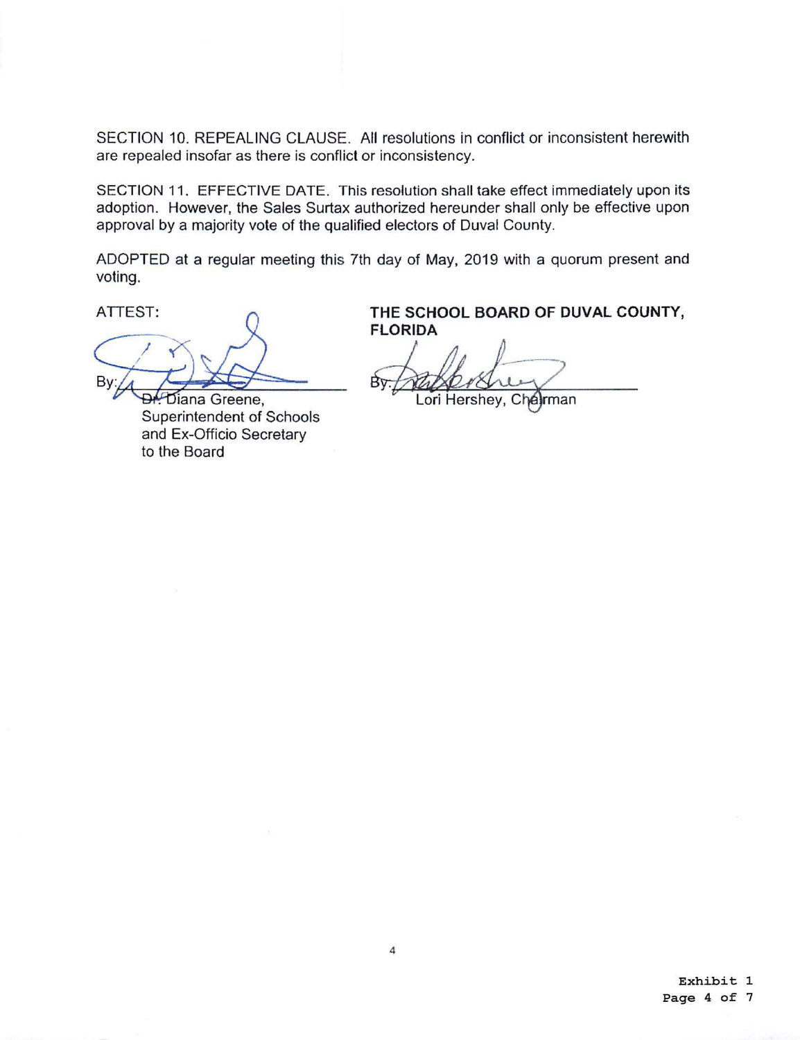SECTION 10. REPEALING CLAUSE. All resolutions in conflict or inconsistent herewith are repealed insofar as there is conflict or inconsistency.

SECTION 11. EFFECTIVE DATE. This resolution shall take effect immediately upon its adoption. However, the Sales Surtax authorized hereunder shall only be effective upon approval by a majority vote of the qualified electors of Duval County.

ADOPTED at a regular meeting this 7th day of May, 2019 with a quorum present and voting.

ATTEST:

By: ______________________
Dr. Diana Greene,
Superintendent of Schools
and Ex-Officio Secretary
to the Board

**THE SCHOOL BOARD OF DUVAL COUNTY, FLORIDA**

By: ______________________
Lori Hershey, Chairman

Exhibit 1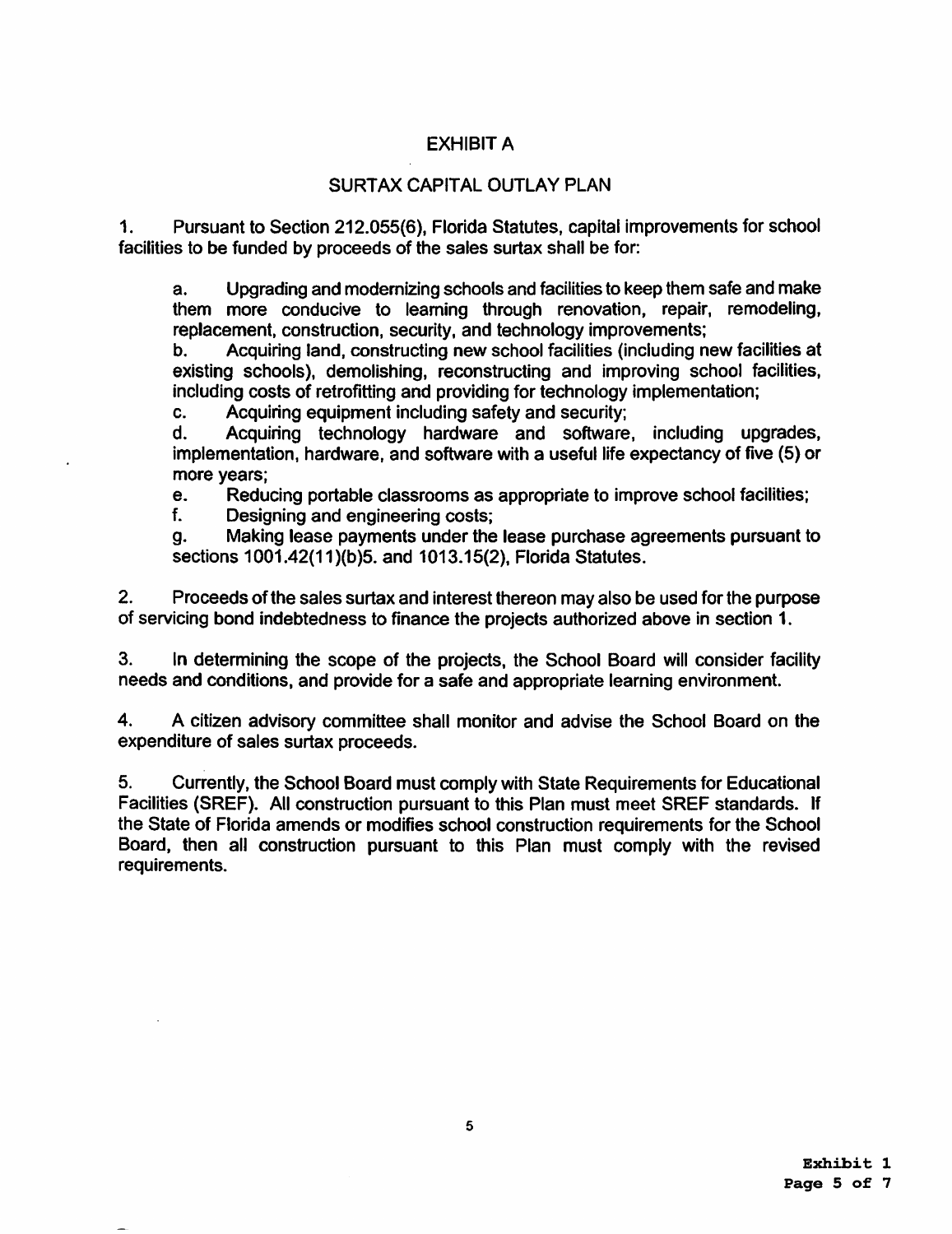# EXHIBIT A

## SURTAX CAPITAL OUTLAY PLAN

1. Pursuant to Section 212.055(6), Florida Statutes, capital improvements for school facilities to be funded by proceeds of the sales surtax shall be for:

   a. Upgrading and modernizing schools and facilities to keep them safe and make them more conducive to learning through renovation, repair, remodeling, replacement, construction, security, and technology improvements;

   b. Acquiring land, constructing new school facilities (including new facilities at existing schools), demolishing, reconstructing and improving school facilities, including costs of retrofitting and providing for technology implementation;

   c. Acquiring equipment including safety and security;

   d. Acquiring technology hardware and software, including upgrades, implementation, hardware, and software with a useful life expectancy of five (5) or more years;

   e. Reducing portable classrooms as appropriate to improve school facilities;

   f. Designing and engineering costs;

   g. Making lease payments under the lease purchase agreements pursuant to sections 1001.42(11)(b)5. and 1013.15(2), Florida Statutes.

2. Proceeds of the sales surtax and interest thereon may also be used for the purpose of servicing bond indebtedness to finance the projects authorized above in section 1.

3. In determining the scope of the projects, the School Board will consider facility needs and conditions, and provide for a safe and appropriate learning environment.

4. A citizen advisory committee shall monitor and advise the School Board on the expenditure of sales surtax proceeds.

5. Currently, the School Board must comply with State Requirements for Educational Facilities (SREF). All construction pursuant to this Plan must meet SREF standards. If the State of Florida amends or modifies school construction requirements for the School Board, then all construction pursuant to this Plan must comply with the revised requirements.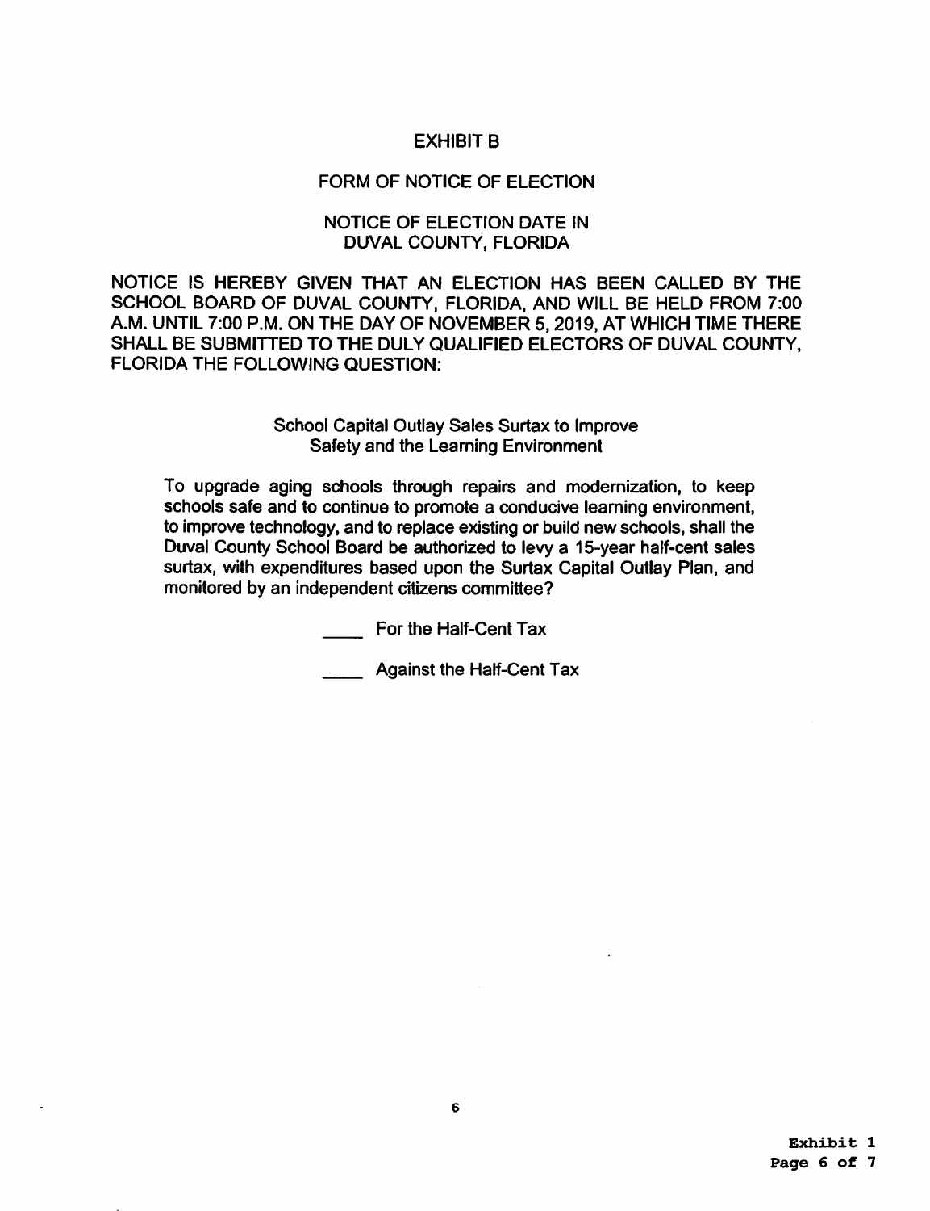# EXHIBIT B

## FORM OF NOTICE OF ELECTION

## NOTICE OF ELECTION DATE IN DUVAL COUNTY, FLORIDA

NOTICE IS HEREBY GIVEN THAT AN ELECTION HAS BEEN CALLED BY THE SCHOOL BOARD OF DUVAL COUNTY, FLORIDA, AND WILL BE HELD FROM 7:00 A.M. UNTIL 7:00 P.M. ON THE DAY OF NOVEMBER 5, 2019, AT WHICH TIME THERE SHALL BE SUBMITTED TO THE DULY QUALIFIED ELECTORS OF DUVAL COUNTY, FLORIDA THE FOLLOWING QUESTION:

School Capital Outlay Sales Surtax to Improve Safety and the Learning Environment

To upgrade aging schools through repairs and modernization, to keep schools safe and to continue to promote a conducive learning environment, to improve technology, and to replace existing or build new schools, shall the Duval County School Board be authorized to levy a 15-year half-cent sales surtax, with expenditures based upon the Surtax Capital Outlay Plan, and monitored by an independent citizens committee?

____ For the Half-Cent Tax

____ Against the Half-Cent Tax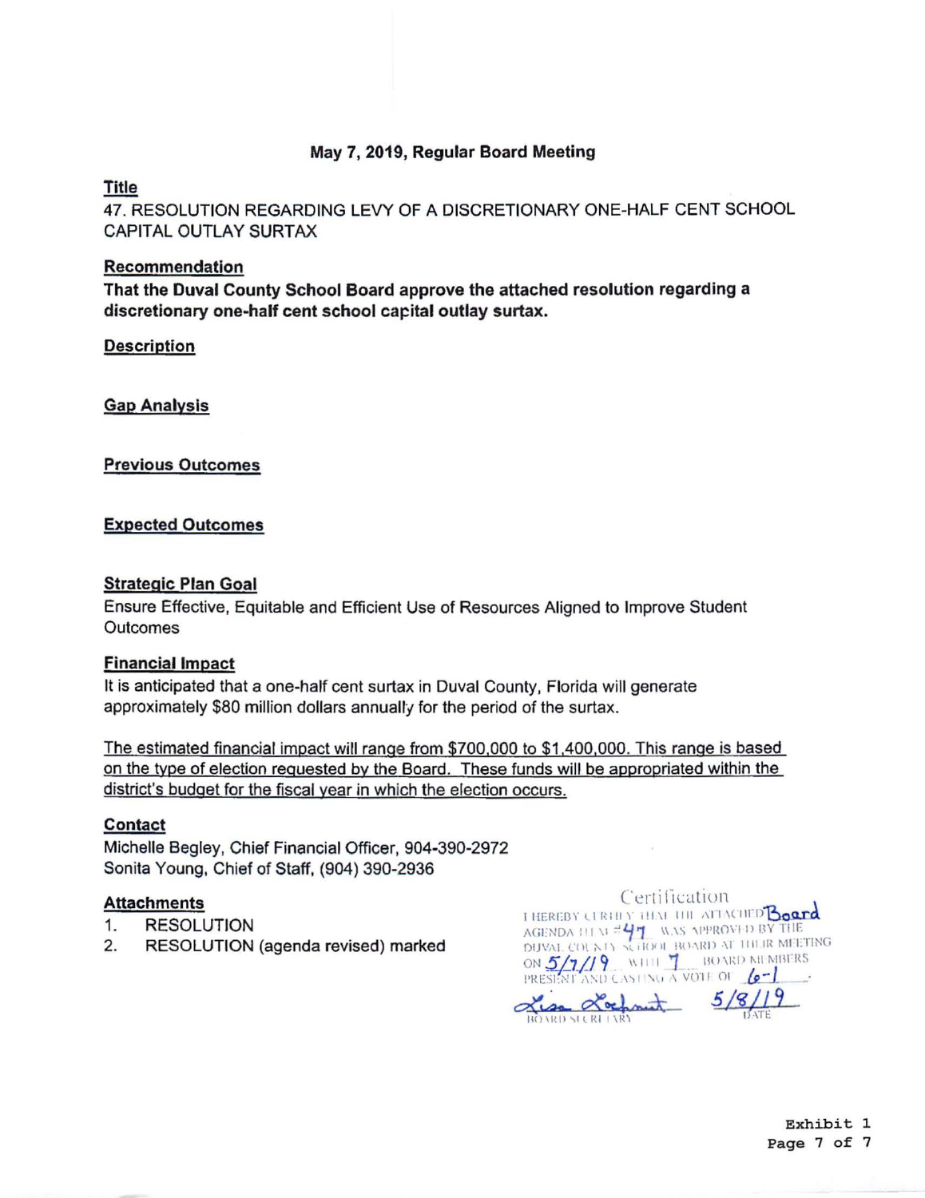**May 7, 2019, Regular Board Meeting**

## Title

47. RESOLUTION REGARDING LEVY OF A DISCRETIONARY ONE-HALF CENT SCHOOL CAPITAL OUTLAY SURTAX

## Recommendation

**That the Duval County School Board approve the attached resolution regarding a discretionary one-half cent school capital outlay surtax.**

## Description

## Gap Analysis

## Previous Outcomes

## Expected Outcomes

## Strategic Plan Goal

Ensure Effective, Equitable and Efficient Use of Resources Aligned to Improve Student Outcomes

## Financial Impact

It is anticipated that a one-half cent surtax in Duval County, Florida will generate approximately $80 million dollars annually for the period of the surtax.

The estimated financial impact will range from $700,000 to $1,400,000. This range is based on the type of election requested by the Board. These funds will be appropriated within the district's budget for the fiscal year in which the election occurs.

## Contact

Michelle Begley, Chief Financial Officer, 904-390-2972
Sonita Young, Chief of Staff, (904) 390-2936

## Attachments

1. RESOLUTION
2. RESOLUTION (agenda revised) marked

Certification

I HEREBY CERTIFY THAT THE ATTACHED Board AGENDA ITEM #47 WAS APPROVED BY THE DUVAL COUNTY SCHOOL BOARD AT THEIR MEETING ON 5/7/19 WITH 7 BOARD MEMBERS PRESENT AND CASTING A VOTE OF 6-1.

Lisa Lochart — BOARD SECRETARY

5/8/19 — DATE

Exhibit 1